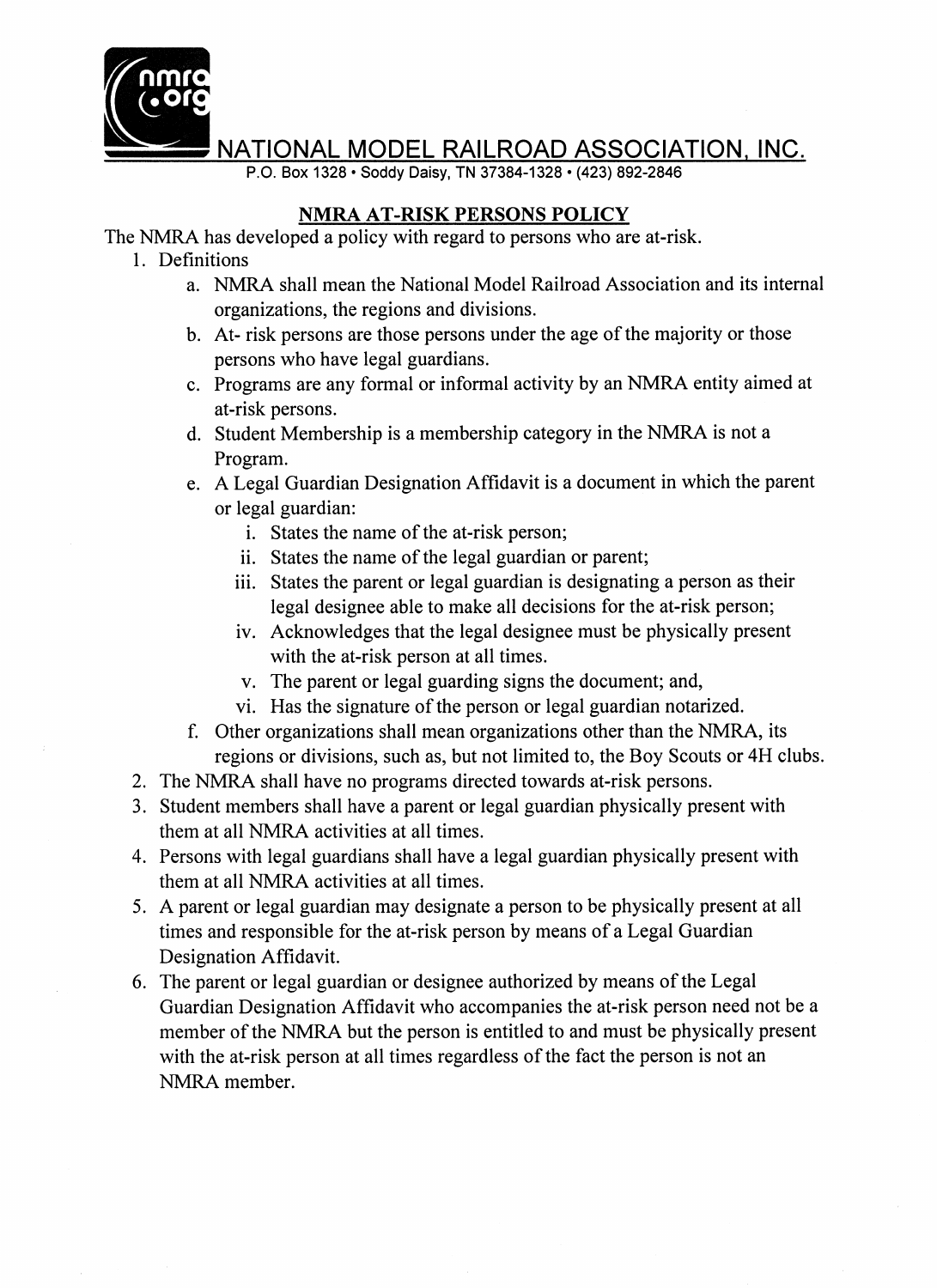# NATIONAL MODEL RAILROAD ASSOCIATION, INC.

P.O. Box 1328 • Soddy Daisy, TN 37384-1328 • (423) 892-2846

## NMRA AT-RISK PERSONS POLICY

The NMRA has developed a policy with regard to persons who are at-risk.

1. Definitions
   a. NMRA shall mean the National Model Railroad Association and its internal organizations, the regions and divisions.
   b. At- risk persons are those persons under the age of the majority or those persons who have legal guardians.
   c. Programs are any formal or informal activity by an NMRA entity aimed at at-risk persons.
   d. Student Membership is a membership category in the NMRA is not a Program.
   e. A Legal Guardian Designation Affidavit is a document in which the parent or legal guardian:
      i. States the name of the at-risk person;
      ii. States the name of the legal guardian or parent;
      iii. States the parent or legal guardian is designating a person as their legal designee able to make all decisions for the at-risk person;
      iv. Acknowledges that the legal designee must be physically present with the at-risk person at all times.
      v. The parent or legal guarding signs the document; and,
      vi. Has the signature of the person or legal guardian notarized.
   f. Other organizations shall mean organizations other than the NMRA, its regions or divisions, such as, but not limited to, the Boy Scouts or 4H clubs.
2. The NMRA shall have no programs directed towards at-risk persons.
3. Student members shall have a parent or legal guardian physically present with them at all NMRA activities at all times.
4. Persons with legal guardians shall have a legal guardian physically present with them at all NMRA activities at all times.
5. A parent or legal guardian may designate a person to be physically present at all times and responsible for the at-risk person by means of a Legal Guardian Designation Affidavit.
6. The parent or legal guardian or designee authorized by means of the Legal Guardian Designation Affidavit who accompanies the at-risk person need not be a member of the NMRA but the person is entitled to and must be physically present with the at-risk person at all times regardless of the fact the person is not an NMRA member.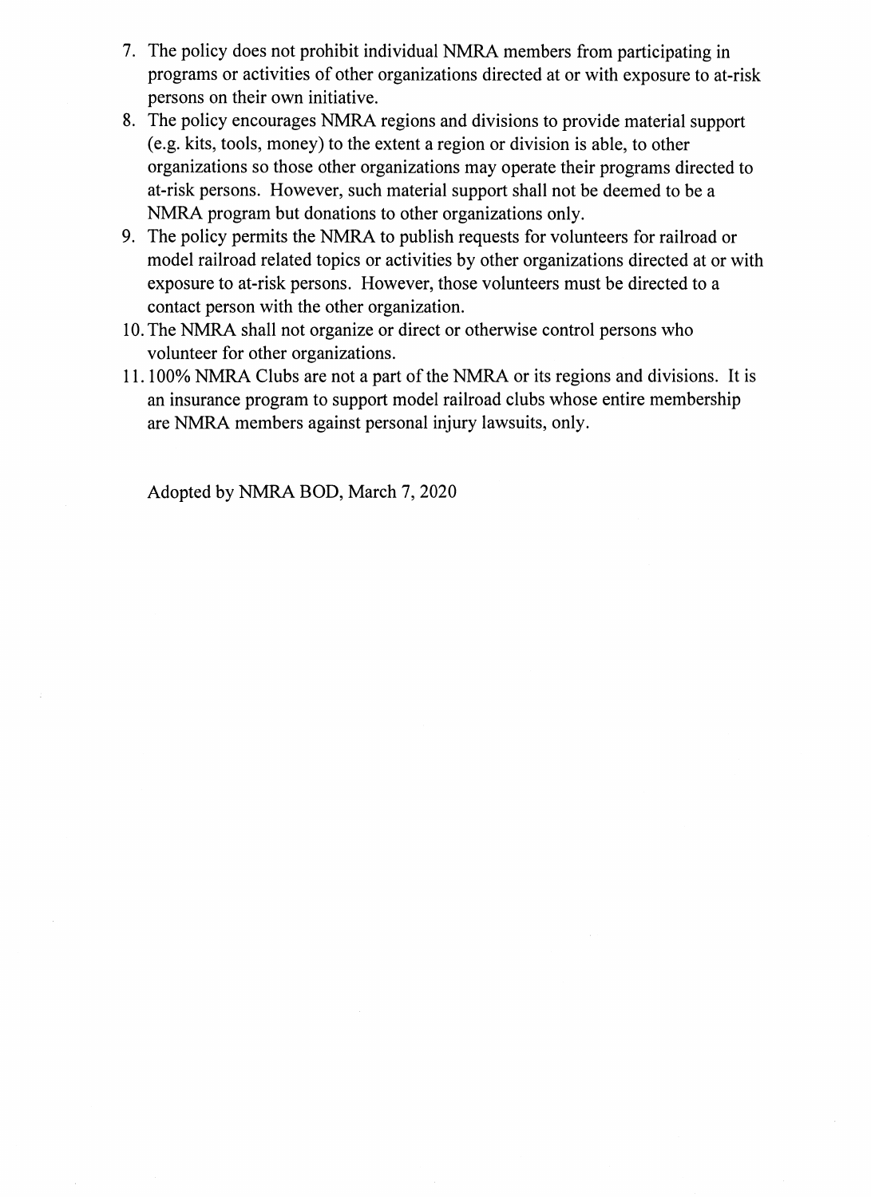7. The policy does not prohibit individual NMRA members from participating in programs or activities of other organizations directed at or with exposure to at-risk persons on their own initiative.
8. The policy encourages NMRA regions and divisions to provide material support (e.g. kits, tools, money) to the extent a region or division is able, to other organizations so those other organizations may operate their programs directed to at-risk persons. However, such material support shall not be deemed to be a NMRA program but donations to other organizations only.
9. The policy permits the NMRA to publish requests for volunteers for railroad or model railroad related topics or activities by other organizations directed at or with exposure to at-risk persons. However, those volunteers must be directed to a contact person with the other organization.
10. The NMRA shall not organize or direct or otherwise control persons who volunteer for other organizations.
11. 100% NMRA Clubs are not a part of the NMRA or its regions and divisions. It is an insurance program to support model railroad clubs whose entire membership are NMRA members against personal injury lawsuits, only.

Adopted by NMRA BOD, March 7, 2020